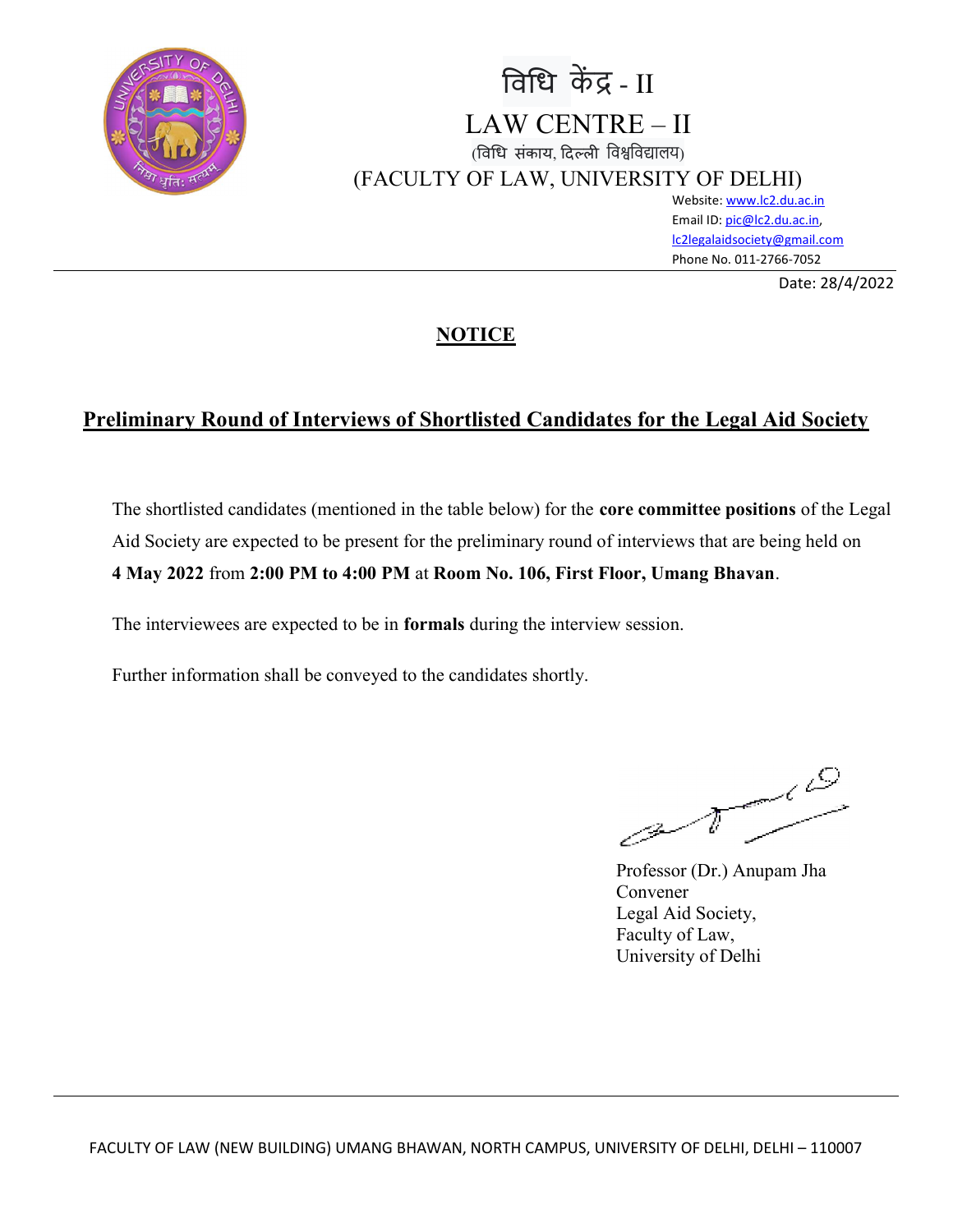# विधि केंद्र - II

# LAW CENTRE – II

(विधि संकाय, दिल्ली विश्वविद्यालय)

(FACULTY OF LAW, UNIVERSITY OF DELHI)

Website: www.lc2.du.ac.in
Email ID: pic@lc2.du.ac.in, lc2legalaidsociety@gmail.com
Phone No. 011-2766-7052

Date: 28/4/2022

## NOTICE

## Preliminary Round of Interviews of Shortlisted Candidates for the Legal Aid Society

The shortlisted candidates (mentioned in the table below) for the **core committee positions** of the Legal Aid Society are expected to be present for the preliminary round of interviews that are being held on **4 May 2022** from **2:00 PM to 4:00 PM** at **Room No. 106, First Floor, Umang Bhavan**.

The interviewees are expected to be in **formals** during the interview session.

Further information shall be conveyed to the candidates shortly.

Professor (Dr.) Anupam Jha
Convener
Legal Aid Society,
Faculty of Law,
University of Delhi

FACULTY OF LAW (NEW BUILDING) UMANG BHAWAN, NORTH CAMPUS, UNIVERSITY OF DELHI, DELHI – 110007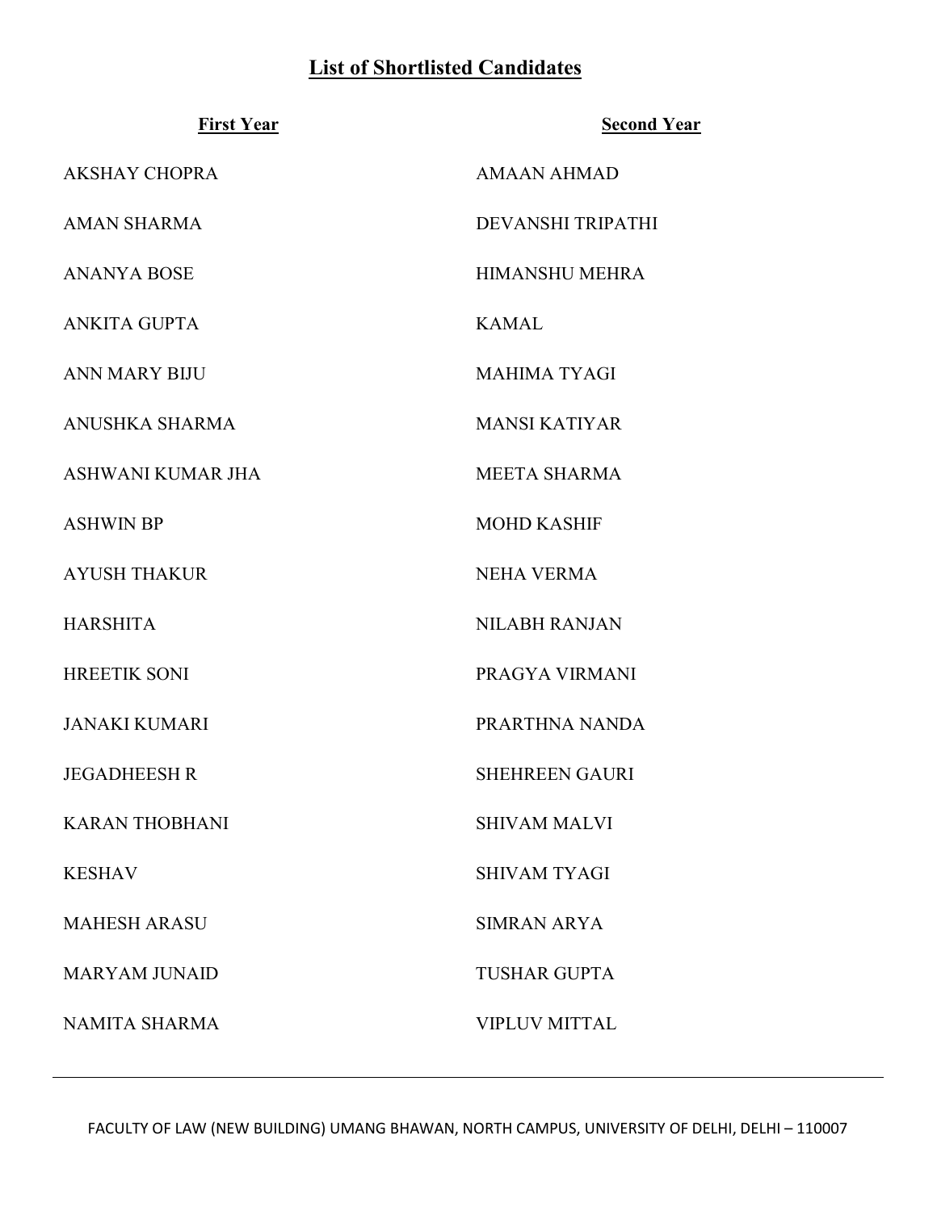## List of Shortlisted Candidates

| First Year | Second Year |
| --- | --- |
| AKSHAY CHOPRA | AMAAN AHMAD |
| AMAN SHARMA | DEVANSHI TRIPATHI |
| ANANYA BOSE | HIMANSHU MEHRA |
| ANKITA GUPTA | KAMAL |
| ANN MARY BIJU | MAHIMA TYAGI |
| ANUSHKA SHARMA | MANSI KATIYAR |
| ASHWANI KUMAR JHA | MEETA SHARMA |
| ASHWIN BP | MOHD KASHIF |
| AYUSH THAKUR | NEHA VERMA |
| HARSHITA | NILABH RANJAN |
| HREETIK SONI | PRAGYA VIRMANI |
| JANAKI KUMARI | PRARTHNA NANDA |
| JEGADHEESH R | SHEHREEN GAURI |
| KARAN THOBHANI | SHIVAM MALVI |
| KESHAV | SHIVAM TYAGI |
| MAHESH ARASU | SIMRAN ARYA |
| MARYAM JUNAID | TUSHAR GUPTA |
| NAMITA SHARMA | VIPLUV MITTAL |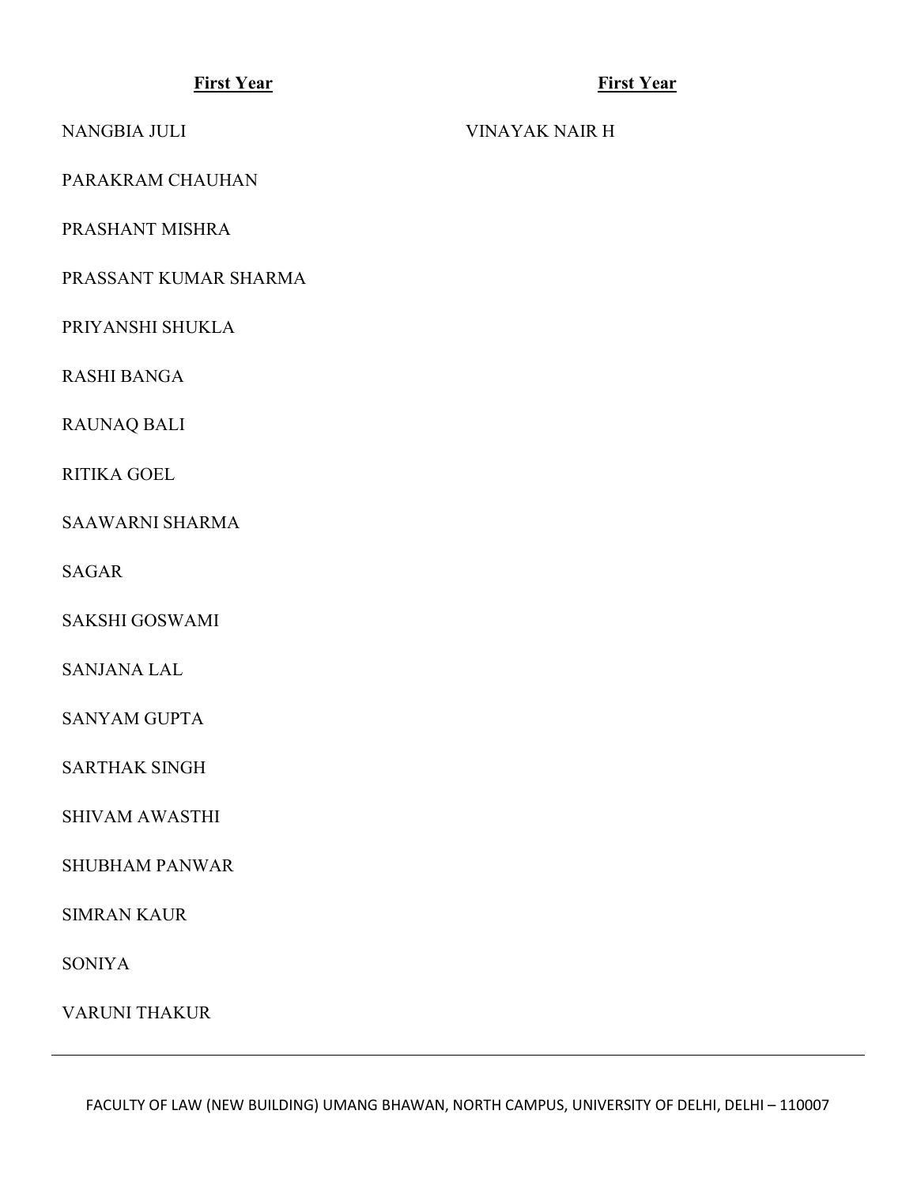**First Year**

NANGBIA JULI

PARAKRAM CHAUHAN

PRASHANT MISHRA

PRASSANT KUMAR SHARMA

PRIYANSHI SHUKLA

RASHI BANGA

RAUNAQ BALI

RITIKA GOEL

SAAWARNI SHARMA

SAGAR

SAKSHI GOSWAMI

SANJANA LAL

SANYAM GUPTA

SARTHAK SINGH

SHIVAM AWASTHI

SHUBHAM PANWAR

SIMRAN KAUR

SONIYA

VARUNI THAKUR

**First Year**

VINAYAK NAIR H

FACULTY OF LAW (NEW BUILDING) UMANG BHAWAN, NORTH CAMPUS, UNIVERSITY OF DELHI, DELHI – 110007